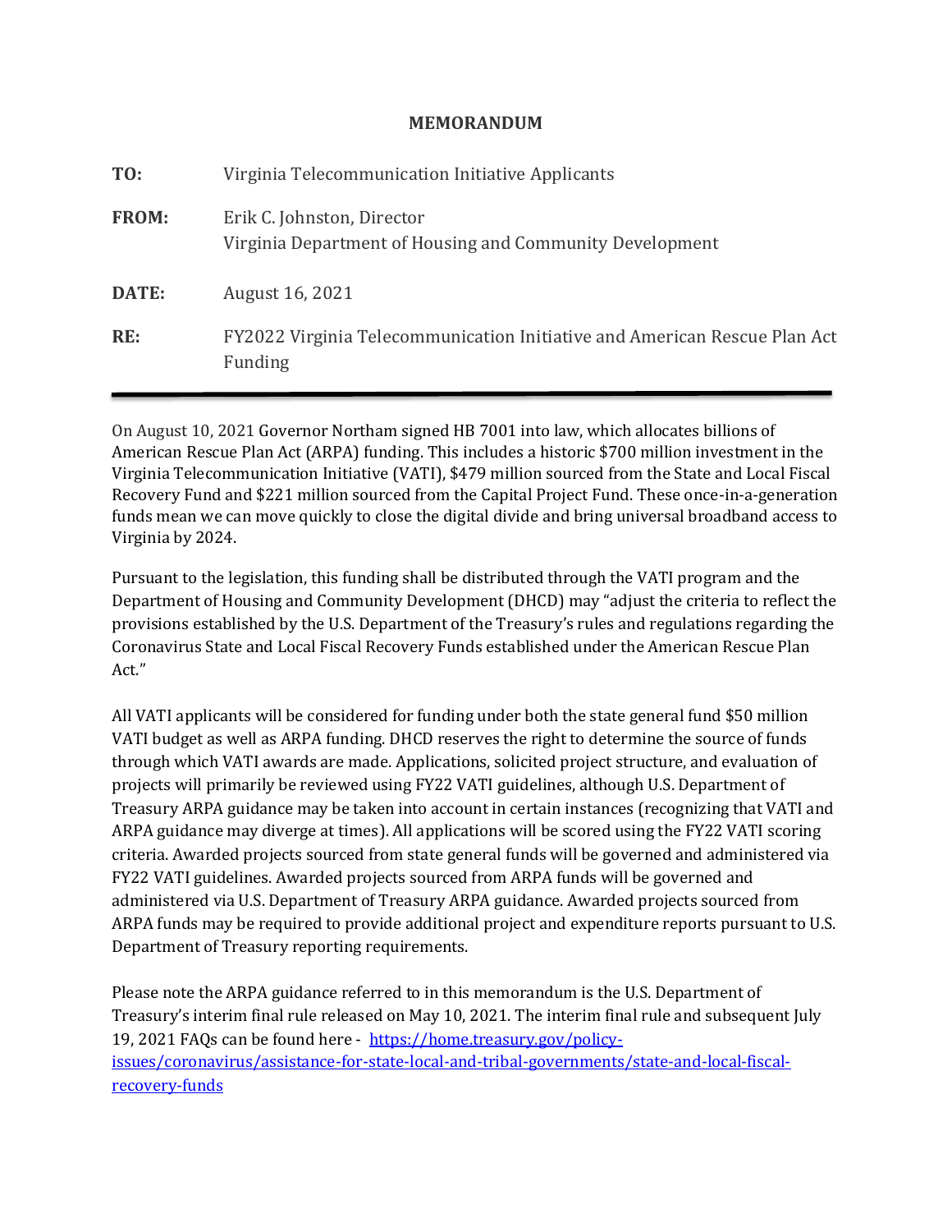# MEMORANDUM

**TO:** Virginia Telecommunication Initiative Applicants

**FROM:** Erik C. Johnston, Director
Virginia Department of Housing and Community Development

**DATE:** August 16, 2021

**RE:** FY2022 Virginia Telecommunication Initiative and American Rescue Plan Act Funding

---

On August 10, 2021 Governor Northam signed HB 7001 into law, which allocates billions of American Rescue Plan Act (ARPA) funding. This includes a historic $700 million investment in the Virginia Telecommunication Initiative (VATI), $479 million sourced from the State and Local Fiscal Recovery Fund and $221 million sourced from the Capital Project Fund. These once-in-a-generation funds mean we can move quickly to close the digital divide and bring universal broadband access to Virginia by 2024.

Pursuant to the legislation, this funding shall be distributed through the VATI program and the Department of Housing and Community Development (DHCD) may "adjust the criteria to reflect the provisions established by the U.S. Department of the Treasury's rules and regulations regarding the Coronavirus State and Local Fiscal Recovery Funds established under the American Rescue Plan Act."

All VATI applicants will be considered for funding under both the state general fund $50 million VATI budget as well as ARPA funding. DHCD reserves the right to determine the source of funds through which VATI awards are made. Applications, solicited project structure, and evaluation of projects will primarily be reviewed using FY22 VATI guidelines, although U.S. Department of Treasury ARPA guidance may be taken into account in certain instances (recognizing that VATI and ARPA guidance may diverge at times). All applications will be scored using the FY22 VATI scoring criteria. Awarded projects sourced from state general funds will be governed and administered via FY22 VATI guidelines. Awarded projects sourced from ARPA funds will be governed and administered via U.S. Department of Treasury ARPA guidance. Awarded projects sourced from ARPA funds may be required to provide additional project and expenditure reports pursuant to U.S. Department of Treasury reporting requirements.

Please note the ARPA guidance referred to in this memorandum is the U.S. Department of Treasury's interim final rule released on May 10, 2021. The interim final rule and subsequent July 19, 2021 FAQs can be found here - [https://home.treasury.gov/policy-issues/coronavirus/assistance-for-state-local-and-tribal-governments/state-and-local-fiscal-recovery-funds](https://home.treasury.gov/policy-issues/coronavirus/assistance-for-state-local-and-tribal-governments/state-and-local-fiscal-recovery-funds)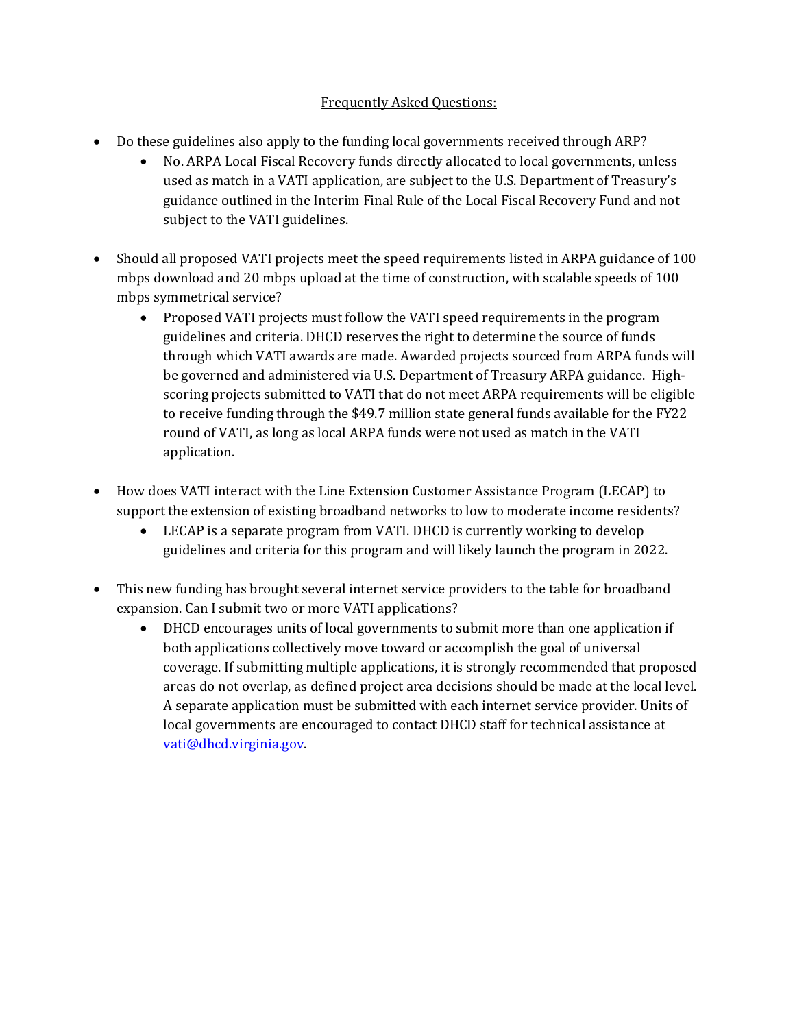<u>Frequently Asked Questions:</u>

- Do these guidelines also apply to the funding local governments received through ARP?
  - No. ARPA Local Fiscal Recovery funds directly allocated to local governments, unless used as match in a VATI application, are subject to the U.S. Department of Treasury's guidance outlined in the Interim Final Rule of the Local Fiscal Recovery Fund and not subject to the VATI guidelines.

- Should all proposed VATI projects meet the speed requirements listed in ARPA guidance of 100 mbps download and 20 mbps upload at the time of construction, with scalable speeds of 100 mbps symmetrical service?
  - Proposed VATI projects must follow the VATI speed requirements in the program guidelines and criteria. DHCD reserves the right to determine the source of funds through which VATI awards are made. Awarded projects sourced from ARPA funds will be governed and administered via U.S. Department of Treasury ARPA guidance. High-scoring projects submitted to VATI that do not meet ARPA requirements will be eligible to receive funding through the $49.7 million state general funds available for the FY22 round of VATI, as long as local ARPA funds were not used as match in the VATI application.

- How does VATI interact with the Line Extension Customer Assistance Program (LECAP) to support the extension of existing broadband networks to low to moderate income residents?
  - LECAP is a separate program from VATI. DHCD is currently working to develop guidelines and criteria for this program and will likely launch the program in 2022.

- This new funding has brought several internet service providers to the table for broadband expansion. Can I submit two or more VATI applications?
  - DHCD encourages units of local governments to submit more than one application if both applications collectively move toward or accomplish the goal of universal coverage. If submitting multiple applications, it is strongly recommended that proposed areas do not overlap, as defined project area decisions should be made at the local level. A separate application must be submitted with each internet service provider. Units of local governments are encouraged to contact DHCD staff for technical assistance at [vati@dhcd.virginia.gov](mailto:vati@dhcd.virginia.gov).